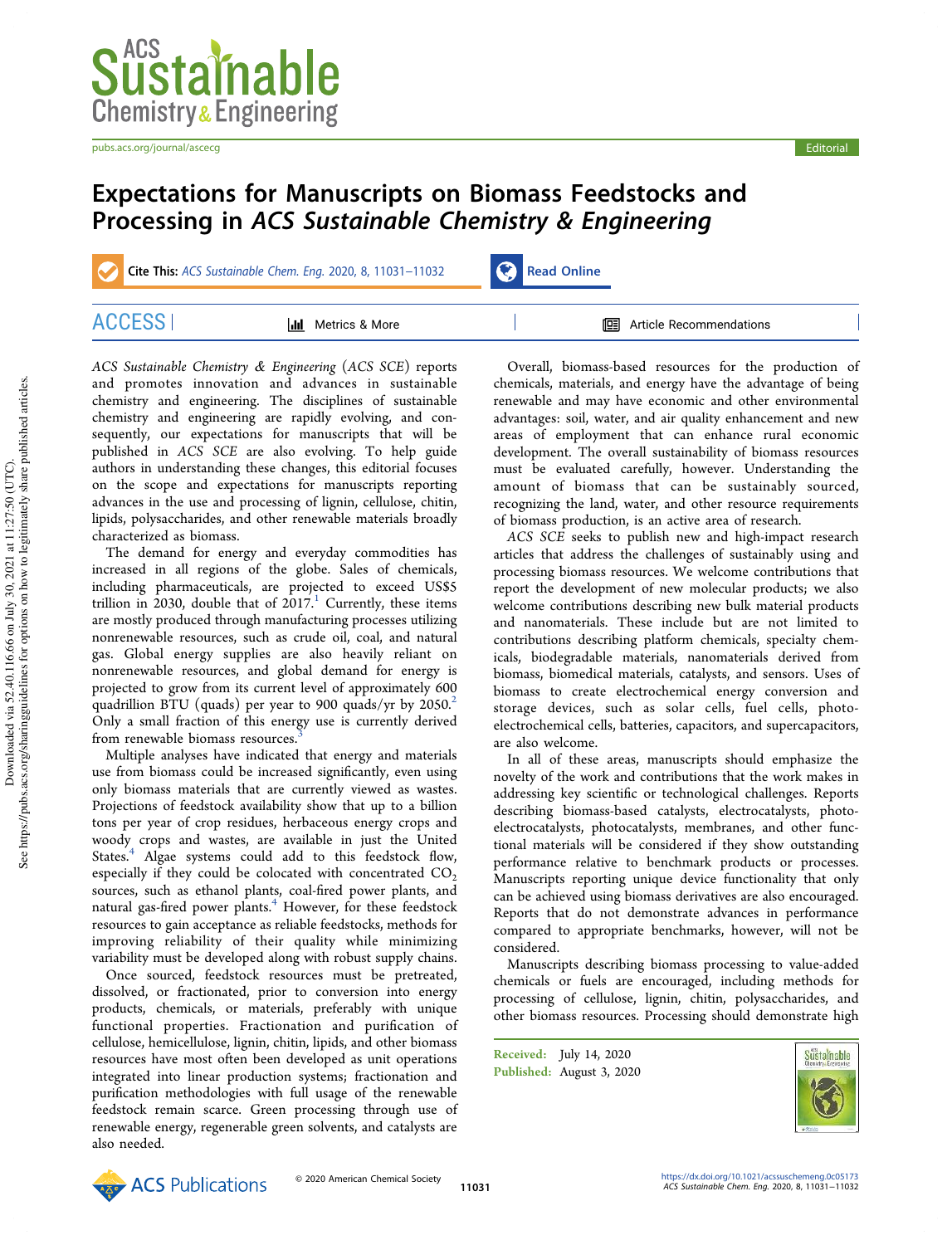# Expectations for Manuscripts on Biomass Feedstocks and Processing in *ACS Sustainable Chemistry & Engineering*

**Cite This:** *ACS Sustainable Chem. Eng.* 2020, 8, 11031−11032

*ACS Sustainable Chemistry & Engineering* (*ACS SCE*) reports and promotes innovation and advances in sustainable chemistry and engineering. The disciplines of sustainable chemistry and engineering are rapidly evolving, and consequently, our expectations for manuscripts that will be published in *ACS SCE* are also evolving. To help guide authors in understanding these changes, this editorial focuses on the scope and expectations for manuscripts reporting advances in the use and processing of lignin, cellulose, chitin, lipids, polysaccharides, and other renewable materials broadly characterized as biomass.

The demand for energy and everyday commodities has increased in all regions of the globe. Sales of chemicals, including pharmaceuticals, are projected to exceed US$5 trillion in 2030, double that of 2017.[1] Currently, these items are mostly produced through manufacturing processes utilizing nonrenewable resources, such as crude oil, coal, and natural gas. Global energy supplies are also heavily reliant on nonrenewable resources, and global demand for energy is projected to grow from its current level of approximately 600 quadrillion BTU (quads) per year to 900 quads/yr by 2050.[2] Only a small fraction of this energy use is currently derived from renewable biomass resources.[3]

Multiple analyses have indicated that energy and materials use from biomass could be increased significantly, even using only biomass materials that are currently viewed as wastes. Projections of feedstock availability show that up to a billion tons per year of crop residues, herbaceous energy crops and woody crops and wastes, are available in just the United States.[4] Algae systems could add to this feedstock flow, especially if they could be colocated with concentrated $CO_2$ sources, such as ethanol plants, coal-fired power plants, and natural gas-fired power plants.[4] However, for these feedstock resources to gain acceptance as reliable feedstocks, methods for improving reliability of their quality while minimizing variability must be developed along with robust supply chains.

Once sourced, feedstock resources must be pretreated, dissolved, or fractionated, prior to conversion into energy products, chemicals, or materials, preferably with unique functional properties. Fractionation and purification of cellulose, hemicellulose, lignin, chitin, lipids, and other biomass resources have most often been developed as unit operations integrated into linear production systems; fractionation and purification methodologies with full usage of the renewable feedstock remain scarce. Green processing through use of renewable energy, regenerable green solvents, and catalysts are also needed.

Overall, biomass-based resources for the production of chemicals, materials, and energy have the advantage of being renewable and may have economic and other environmental advantages: soil, water, and air quality enhancement and new areas of employment that can enhance rural economic development. The overall sustainability of biomass resources must be evaluated carefully, however. Understanding the amount of biomass that can be sustainably sourced, recognizing the land, water, and other resource requirements of biomass production, is an active area of research.

*ACS SCE* seeks to publish new and high-impact research articles that address the challenges of sustainably using and processing biomass resources. We welcome contributions that report the development of new molecular products; we also welcome contributions describing new bulk material products and nanomaterials. These include but are not limited to contributions describing platform chemicals, specialty chemicals, biodegradable materials, nanomaterials derived from biomass, biomedical materials, catalysts, and sensors. Uses of biomass to create electrochemical energy conversion and storage devices, such as solar cells, fuel cells, photoelectrochemical cells, batteries, capacitors, and supercapacitors, are also welcome.

In all of these areas, manuscripts should emphasize the novelty of the work and contributions that the work makes in addressing key scientific or technological challenges. Reports describing biomass-based catalysts, electrocatalysts, photoelectrocatalysts, photocatalysts, membranes, and other functional materials will be considered if they show outstanding performance relative to benchmark products or processes. Manuscripts reporting unique device functionality that only can be achieved using biomass derivatives are also encouraged. Reports that do not demonstrate advances in performance compared to appropriate benchmarks, however, will not be considered.

Manuscripts describing biomass processing to value-added chemicals or fuels are encouraged, including methods for processing of cellulose, lignin, chitin, polysaccharides, and other biomass resources. Processing should demonstrate high

Received: July 14, 2020
Published: August 3, 2020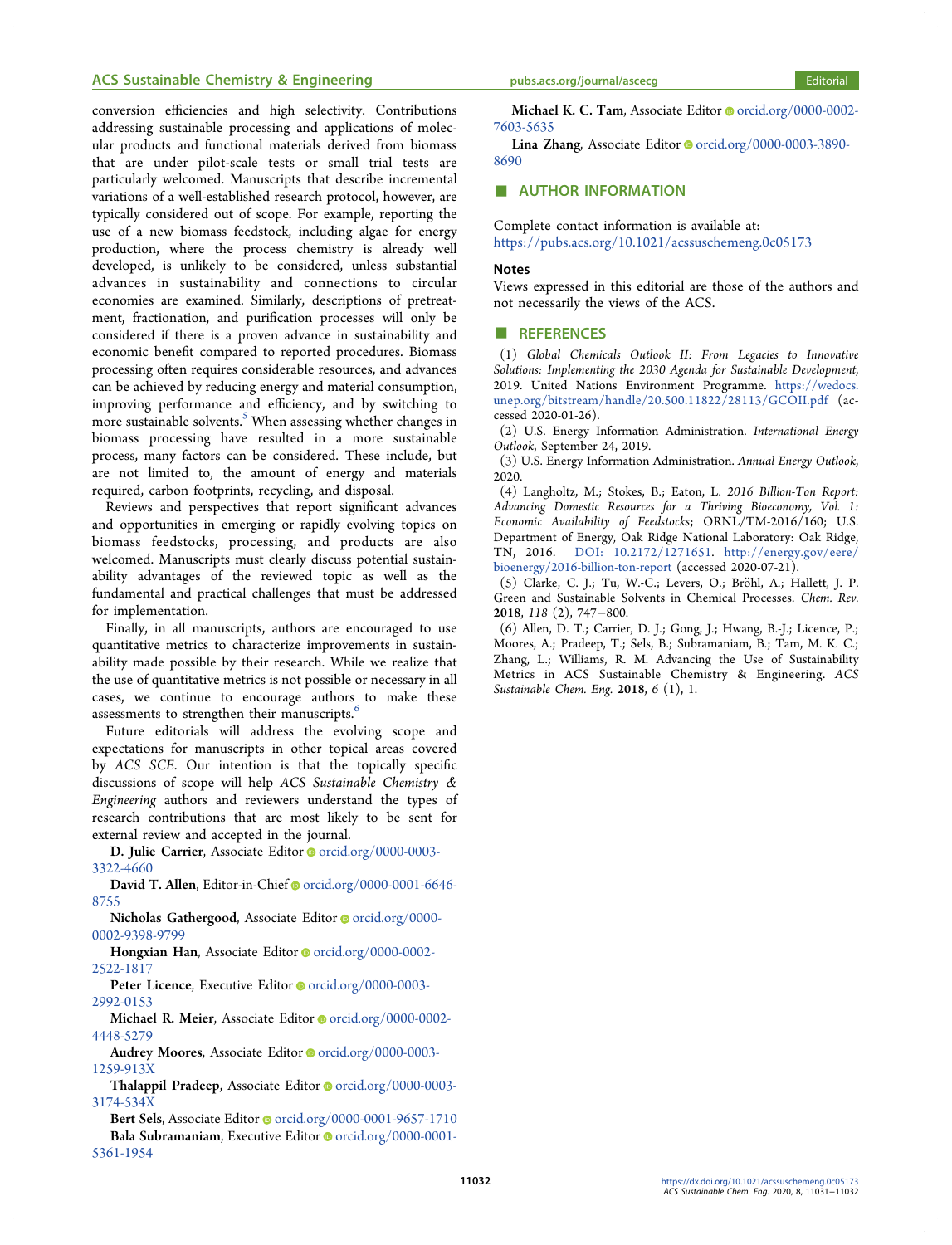conversion efficiencies and high selectivity. Contributions addressing sustainable processing and applications of molecular products and functional materials derived from biomass that are under pilot-scale tests or small trial tests are particularly welcomed. Manuscripts that describe incremental variations of a well-established research protocol, however, are typically considered out of scope. For example, reporting the use of a new biomass feedstock, including algae for energy production, where the process chemistry is already well developed, is unlikely to be considered, unless substantial advances in sustainability and connections to circular economies are examined. Similarly, descriptions of pretreatment, fractionation, and purification processes will only be considered if there is a proven advance in sustainability and economic benefit compared to reported procedures. Biomass processing often requires considerable resources, and advances can be achieved by reducing energy and material consumption, improving performance and efficiency, and by switching to more sustainable solvents.[5] When assessing whether changes in biomass processing have resulted in a more sustainable process, many factors can be considered. These include, but are not limited to, the amount of energy and materials required, carbon footprints, recycling, and disposal.

Reviews and perspectives that report significant advances and opportunities in emerging or rapidly evolving topics on biomass feedstocks, processing, and products are also welcomed. Manuscripts must clearly discuss potential sustainability advantages of the reviewed topic as well as the fundamental and practical challenges that must be addressed for implementation.

Finally, in all manuscripts, authors are encouraged to use quantitative metrics to characterize improvements in sustainability made possible by their research. While we realize that the use of quantitative metrics is not possible or necessary in all cases, we continue to encourage authors to make these assessments to strengthen their manuscripts.[6]

Future editorials will address the evolving scope and expectations for manuscripts in other topical areas covered by *ACS SCE*. Our intention is that the topically specific discussions of scope will help *ACS Sustainable Chemistry & Engineering* authors and reviewers understand the types of research contributions that are most likely to be sent for external review and accepted in the journal.

**D. Julie Carrier**, Associate Editor orcid.org/0000-0003-3322-4660

**David T. Allen**, Editor-in-Chief orcid.org/0000-0001-6646-8755

**Nicholas Gathergood**, Associate Editor orcid.org/0000-0002-9398-9799

**Hongxian Han**, Associate Editor orcid.org/0000-0002-2522-1817

**Peter Licence**, Executive Editor orcid.org/0000-0003-2992-0153

**Michael R. Meier**, Associate Editor orcid.org/0000-0002-4448-5279

**Audrey Moores**, Associate Editor orcid.org/0000-0003-1259-913X

**Thalappil Pradeep**, Associate Editor orcid.org/0000-0003-3174-534X

**Bert Sels**, Associate Editor orcid.org/0000-0001-9657-1710

**Bala Subramaniam**, Executive Editor orcid.org/0000-0001-5361-1954

**Michael K. C. Tam**, Associate Editor orcid.org/0000-0002-7603-5635

**Lina Zhang**, Associate Editor orcid.org/0000-0003-3890-8690

## AUTHOR INFORMATION

Complete contact information is available at: https://pubs.acs.org/10.1021/acssuschemeng.0c05173

### Notes

Views expressed in this editorial are those of the authors and not necessarily the views of the ACS.

## REFERENCES

(1) *Global Chemicals Outlook II: From Legacies to Innovative Solutions: Implementing the 2030 Agenda for Sustainable Development*, 2019. United Nations Environment Programme. https://wedocs.unep.org/bitstream/handle/20.500.11822/28113/GCOII.pdf (accessed 2020-01-26).

(2) U.S. Energy Information Administration. *International Energy Outlook*, September 24, 2019.

(3) U.S. Energy Information Administration. *Annual Energy Outlook*, 2020.

(4) Langholtz, M.; Stokes, B.; Eaton, L. *2016 Billion-Ton Report: Advancing Domestic Resources for a Thriving Bioeconomy, Vol. 1: Economic Availability of Feedstocks*; ORNL/TM-2016/160; U.S. Department of Energy, Oak Ridge National Laboratory: Oak Ridge, TN, 2016. DOI: 10.2172/1271651. http://energy.gov/eere/bioenergy/2016-billion-ton-report (accessed 2020-07-21).

(5) Clarke, C. J.; Tu, W.-C.; Levers, O.; Bröhl, A.; Hallett, J. P. Green and Sustainable Solvents in Chemical Processes. *Chem. Rev.* **2018**, *118* (2), 747−800.

(6) Allen, D. T.; Carrier, D. J.; Gong, J.; Hwang, B.-J.; Licence, P.; Moores, A.; Pradeep, T.; Sels, B.; Subramaniam, B.; Tam, M. K. C.; Zhang, L.; Williams, R. M. Advancing the Use of Sustainability Metrics in ACS Sustainable Chemistry & Engineering. *ACS Sustainable Chem. Eng.* **2018**, *6* (1), 1.